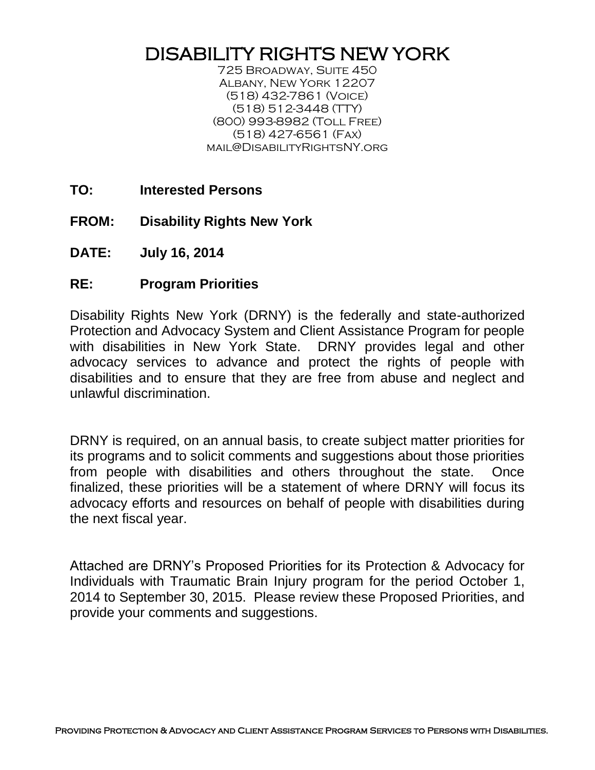# DISABILITY RIGHTS NEW YORK

725 Broadway, Suite 450
Albany, New York 12207
(518) 432-7861 (Voice)
(518) 512-3448 (TTY)
(800) 993-8982 (Toll Free)
(518) 427-6561 (Fax)
mail@DisabilityRightsNY.org

**TO:** **Interested Persons**

**FROM:** **Disability Rights New York**

**DATE:** **July 16, 2014**

**RE:** **Program Priorities**

Disability Rights New York (DRNY) is the federally and state-authorized Protection and Advocacy System and Client Assistance Program for people with disabilities in New York State. DRNY provides legal and other advocacy services to advance and protect the rights of people with disabilities and to ensure that they are free from abuse and neglect and unlawful discrimination.

DRNY is required, on an annual basis, to create subject matter priorities for its programs and to solicit comments and suggestions about those priorities from people with disabilities and others throughout the state. Once finalized, these priorities will be a statement of where DRNY will focus its advocacy efforts and resources on behalf of people with disabilities during the next fiscal year.

Attached are DRNY's Proposed Priorities for its Protection & Advocacy for Individuals with Traumatic Brain Injury program for the period October 1, 2014 to September 30, 2015. Please review these Proposed Priorities, and provide your comments and suggestions.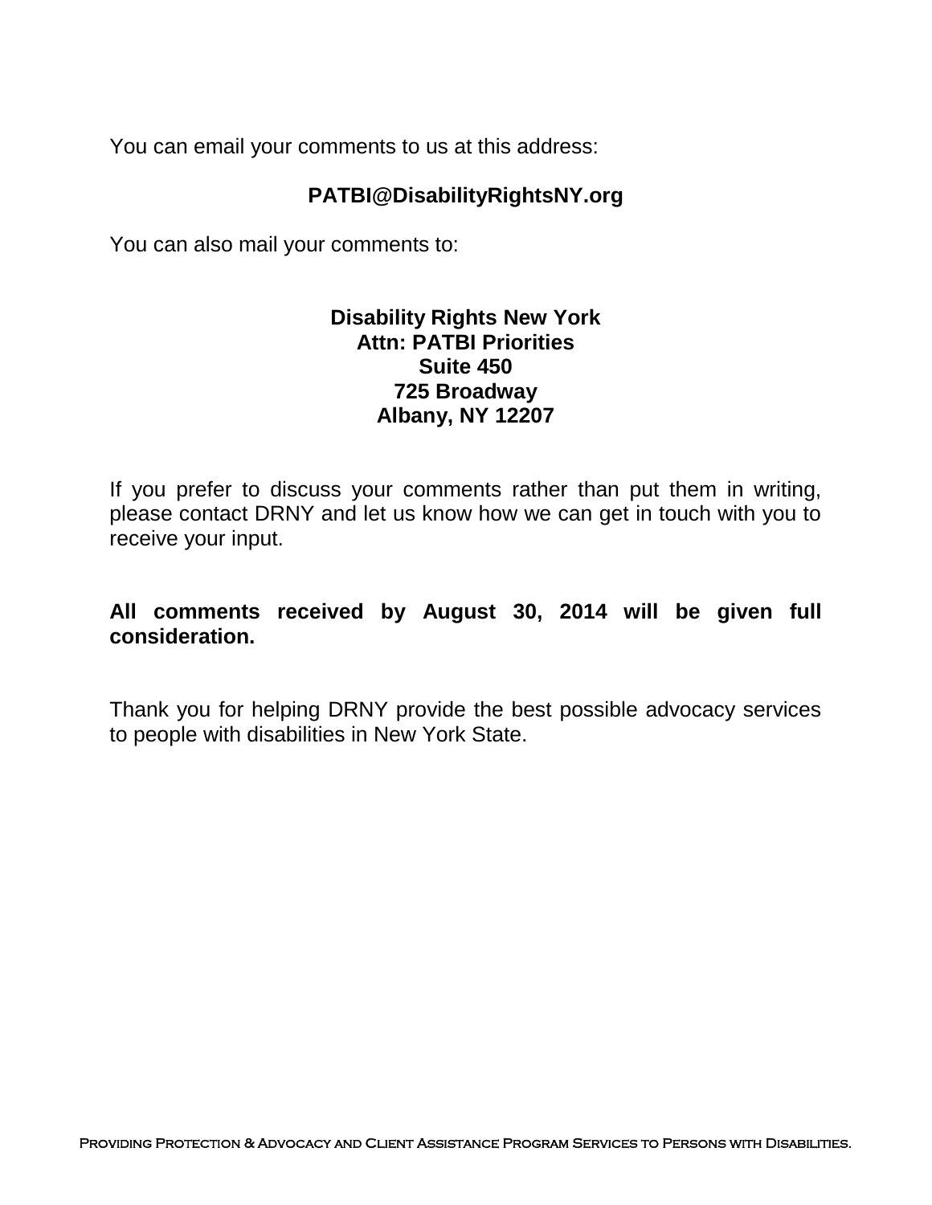You can email your comments to us at this address:

**PATBI@DisabilityRightsNY.org**

You can also mail your comments to:

**Disability Rights New York**
**Attn: PATBI Priorities**
**Suite 450**
**725 Broadway**
**Albany, NY 12207**

If you prefer to discuss your comments rather than put them in writing, please contact DRNY and let us know how we can get in touch with you to receive your input.

**All comments received by August 30, 2014 will be given full consideration.**

Thank you for helping DRNY provide the best possible advocacy services to people with disabilities in New York State.